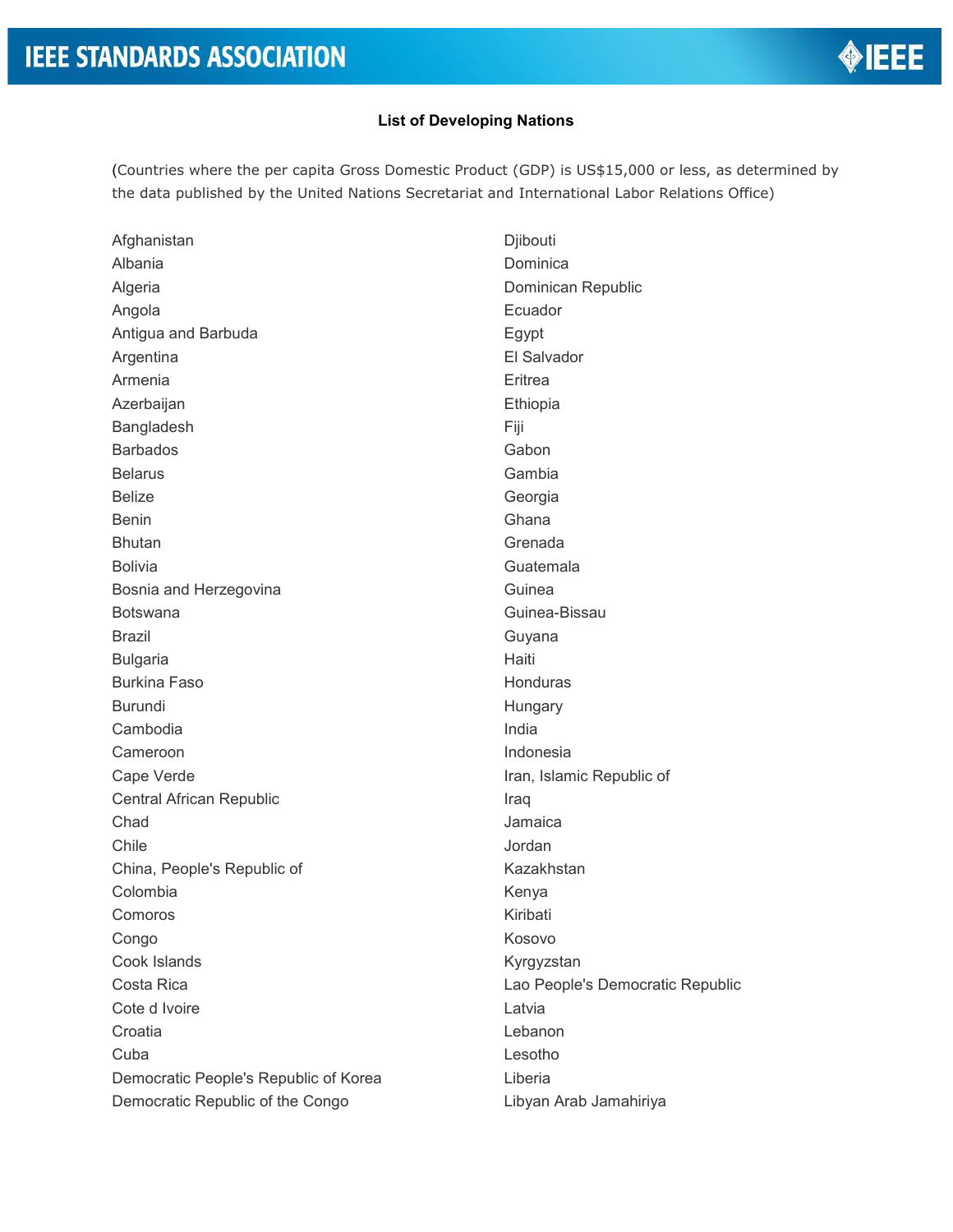**List of Developing Nations**

(Countries where the per capita Gross Domestic Product (GDP) is US$15,000 or less, as determined by the data published by the United Nations Secretariat and International Labor Relations Office)

Afghanistan
Albania
Algeria
Angola
Antigua and Barbuda
Argentina
Armenia
Azerbaijan
Bangladesh
Barbados
Belarus
Belize
Benin
Bhutan
Bolivia
Bosnia and Herzegovina
Botswana
Brazil
Bulgaria
Burkina Faso
Burundi
Cambodia
Cameroon
Cape Verde
Central African Republic
Chad
Chile
China, People's Republic of
Colombia
Comoros
Congo
Cook Islands
Costa Rica
Cote d Ivoire
Croatia
Cuba
Democratic People's Republic of Korea
Democratic Republic of the Congo
Djibouti
Dominica
Dominican Republic
Ecuador
Egypt
El Salvador
Eritrea
Ethiopia
Fiji
Gabon
Gambia
Georgia
Ghana
Grenada
Guatemala
Guinea
Guinea-Bissau
Guyana
Haiti
Honduras
Hungary
India
Indonesia
Iran, Islamic Republic of
Iraq
Jamaica
Jordan
Kazakhstan
Kenya
Kiribati
Kosovo
Kyrgyzstan
Lao People's Democratic Republic
Latvia
Lebanon
Lesotho
Liberia
Libyan Arab Jamahiriya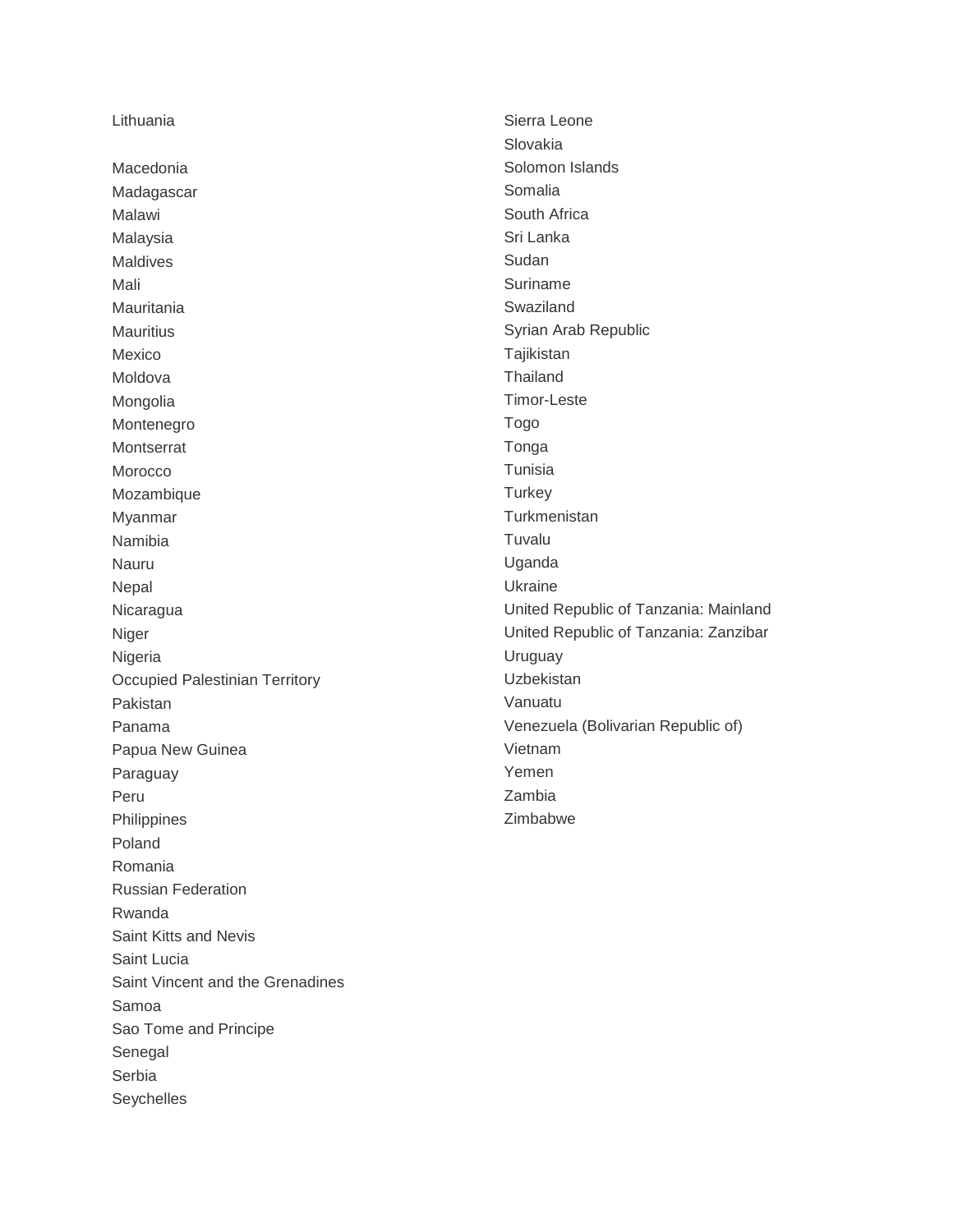Lithuania

Macedonia
Madagascar
Malawi
Malaysia
Maldives
Mali
Mauritania
Mauritius
Mexico
Moldova
Mongolia
Montenegro
Montserrat
Morocco
Mozambique
Myanmar
Namibia
Nauru
Nepal
Nicaragua
Niger
Nigeria
Occupied Palestinian Territory
Pakistan
Panama
Papua New Guinea
Paraguay
Peru
Philippines
Poland
Romania
Russian Federation
Rwanda
Saint Kitts and Nevis
Saint Lucia
Saint Vincent and the Grenadines
Samoa
Sao Tome and Principe
Senegal
Serbia
Seychelles
Sierra Leone
Slovakia
Solomon Islands
Somalia
South Africa
Sri Lanka
Sudan
Suriname
Swaziland
Syrian Arab Republic
Tajikistan
Thailand
Timor-Leste
Togo
Tonga
Tunisia
Turkey
Turkmenistan
Tuvalu
Uganda
Ukraine
United Republic of Tanzania: Mainland
United Republic of Tanzania: Zanzibar
Uruguay
Uzbekistan
Vanuatu
Venezuela (Bolivarian Republic of)
Vietnam
Yemen
Zambia
Zimbabwe